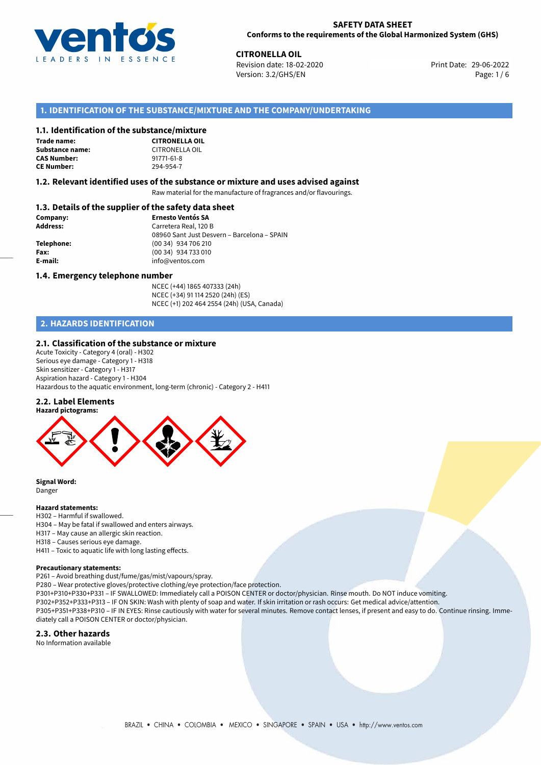**SAFETY DATA SHEET**
**Conforms to the requirements of the Global Harmonized System (GHS)**

**CITRONELLA OIL**
Revision date: 18-02-2020
Version: 3.2/GHS/EN
Print Date: 29-06-2022

## 1. IDENTIFICATION OF THE SUBSTANCE/MIXTURE AND THE COMPANY/UNDERTAKING

### 1.1. Identification of the substance/mixture

| | |
|---|---|
| **Trade name:** | **CITRONELLA OIL** |
| **Substance name:** | CITRONELLA OIL |
| **CAS Number:** | 91771-61-8 |
| **CE Number:** | 294-954-7 |

### 1.2. Relevant identified uses of the substance or mixture and uses advised against

Raw material for the manufacture of fragrances and/or flavourings.

### 1.3. Details of the supplier of the safety data sheet

| | |
|---|---|
| **Company:** | **Ernesto Ventós SA** |
| **Address:** | Carretera Real, 120 B<br>08960 Sant Just Desvern – Barcelona – SPAIN |
| **Telephone:** | (00 34) 934 706 210 |
| **Fax:** | (00 34) 934 733 010 |
| **E-mail:** | info@ventos.com |

### 1.4. Emergency telephone number

NCEC (+44) 1865 407333 (24h)
NCEC (+34) 91 114 2520 (24h) (ES)
NCEC (+1) 202 464 2554 (24h) (USA, Canada)

## 2. HAZARDS IDENTIFICATION

### 2.1. Classification of the substance or mixture

Acute Toxicity - Category 4 (oral) - H302
Serious eye damage - Category 1 - H318
Skin sensitizer - Category 1 - H317
Aspiration hazard - Category 1 - H304
Hazardous to the aquatic environment, long-term (chronic) - Category 2 - H411

### 2.2. Label Elements

**Hazard pictograms:**

**Signal Word:**
Danger

**Hazard statements:**
H302 – Harmful if swallowed.
H304 – May be fatal if swallowed and enters airways.
H317 – May cause an allergic skin reaction.
H318 – Causes serious eye damage.
H411 – Toxic to aquatic life with long lasting effects.

**Precautionary statements:**
P261 – Avoid breathing dust/fume/gas/mist/vapours/spray.
P280 – Wear protective gloves/protective clothing/eye protection/face protection.
P301+P310+P330+P331 – IF SWALLOWED: Immediately call a POISON CENTER or doctor/physician. Rinse mouth. Do NOT induce vomiting.
P302+P352+P333+P313 – IF ON SKIN: Wash with plenty of soap and water. If skin irritation or rash occurs: Get medical advice/attention.
P305+P351+P338+P310 – IF IN EYES: Rinse cautiously with water for several minutes. Remove contact lenses, if present and easy to do. Continue rinsing. Immediately call a POISON CENTER or doctor/physician.

### 2.3. Other hazards

No Information available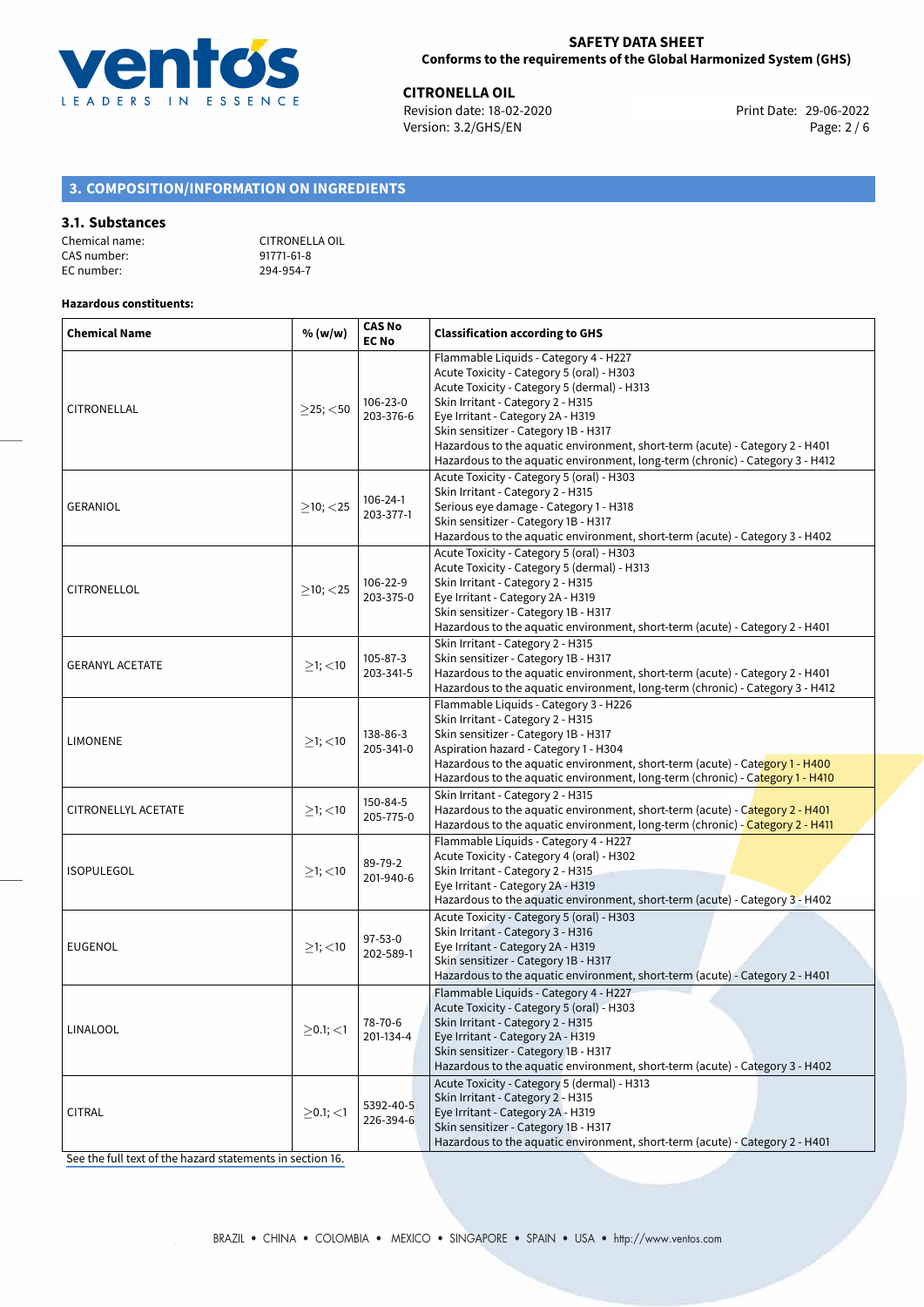## 3. COMPOSITION/INFORMATION ON INGREDIENTS

### 3.1. Substances

Chemical name: CITRONELLA OIL
CAS number: 91771-61-8
EC number: 294-954-7

**Hazardous constituents:**

| Chemical Name | % (w/w) | CAS No EC No | Classification according to GHS |
|---|---|---|---|
| CITRONELLAL | ≥25; <50 | 106-23-0 203-376-6 | Flammable Liquids - Category 4 - H227<br>Acute Toxicity - Category 5 (oral) - H303<br>Acute Toxicity - Category 5 (dermal) - H313<br>Skin Irritant - Category 2 - H315<br>Eye Irritant - Category 2A - H319<br>Skin sensitizer - Category 1B - H317<br>Hazardous to the aquatic environment, short-term (acute) - Category 2 - H401<br>Hazardous to the aquatic environment, long-term (chronic) - Category 3 - H412 |
| GERANIOL | ≥10; <25 | 106-24-1 203-377-1 | Acute Toxicity - Category 5 (oral) - H303<br>Skin Irritant - Category 2 - H315<br>Serious eye damage - Category 1 - H318<br>Skin sensitizer - Category 1B - H317<br>Hazardous to the aquatic environment, short-term (acute) - Category 3 - H402 |
| CITRONELLOL | ≥10; <25 | 106-22-9 203-375-0 | Acute Toxicity - Category 5 (oral) - H303<br>Acute Toxicity - Category 5 (dermal) - H313<br>Skin Irritant - Category 2 - H315<br>Eye Irritant - Category 2A - H319<br>Skin sensitizer - Category 1B - H317<br>Hazardous to the aquatic environment, short-term (acute) - Category 2 - H401 |
| GERANYL ACETATE | ≥1; <10 | 105-87-3 203-341-5 | Skin Irritant - Category 2 - H315<br>Skin sensitizer - Category 1B - H317<br>Hazardous to the aquatic environment, short-term (acute) - Category 2 - H401<br>Hazardous to the aquatic environment, long-term (chronic) - Category 3 - H412 |
| LIMONENE | ≥1; <10 | 138-86-3 205-341-0 | Flammable Liquids - Category 3 - H226<br>Skin Irritant - Category 2 - H315<br>Skin sensitizer - Category 1B - H317<br>Aspiration hazard - Category 1 - H304<br>Hazardous to the aquatic environment, short-term (acute) - Category 1 - H400<br>Hazardous to the aquatic environment, long-term (chronic) - Category 1 - H410 |
| CITRONELLYL ACETATE | ≥1; <10 | 150-84-5 205-775-0 | Skin Irritant - Category 2 - H315<br>Hazardous to the aquatic environment, short-term (acute) - Category 2 - H401<br>Hazardous to the aquatic environment, long-term (chronic) - Category 2 - H411 |
| ISOPULEGOL | ≥1; <10 | 89-79-2 201-940-6 | Flammable Liquids - Category 4 - H227<br>Acute Toxicity - Category 4 (oral) - H302<br>Skin Irritant - Category 2 - H315<br>Eye Irritant - Category 2A - H319<br>Hazardous to the aquatic environment, short-term (acute) - Category 3 - H402 |
| EUGENOL | ≥1; <10 | 97-53-0 202-589-1 | Acute Toxicity - Category 5 (oral) - H303<br>Skin Irritant - Category 3 - H316<br>Eye Irritant - Category 2A - H319<br>Skin sensitizer - Category 1B - H317<br>Hazardous to the aquatic environment, short-term (acute) - Category 2 - H401 |
| LINALOOL | ≥0.1; <1 | 78-70-6 201-134-4 | Flammable Liquids - Category 4 - H227<br>Acute Toxicity - Category 5 (oral) - H303<br>Skin Irritant - Category 2 - H315<br>Eye Irritant - Category 2A - H319<br>Skin sensitizer - Category 1B - H317<br>Hazardous to the aquatic environment, short-term (acute) - Category 3 - H402 |
| CITRAL | ≥0.1; <1 | 5392-40-5 226-394-6 | Acute Toxicity - Category 5 (dermal) - H313<br>Skin Irritant - Category 2 - H315<br>Eye Irritant - Category 2A - H319<br>Skin sensitizer - Category 1B - H317<br>Hazardous to the aquatic environment, short-term (acute) - Category 2 - H401 |

See the full text of the hazard statements in section 16.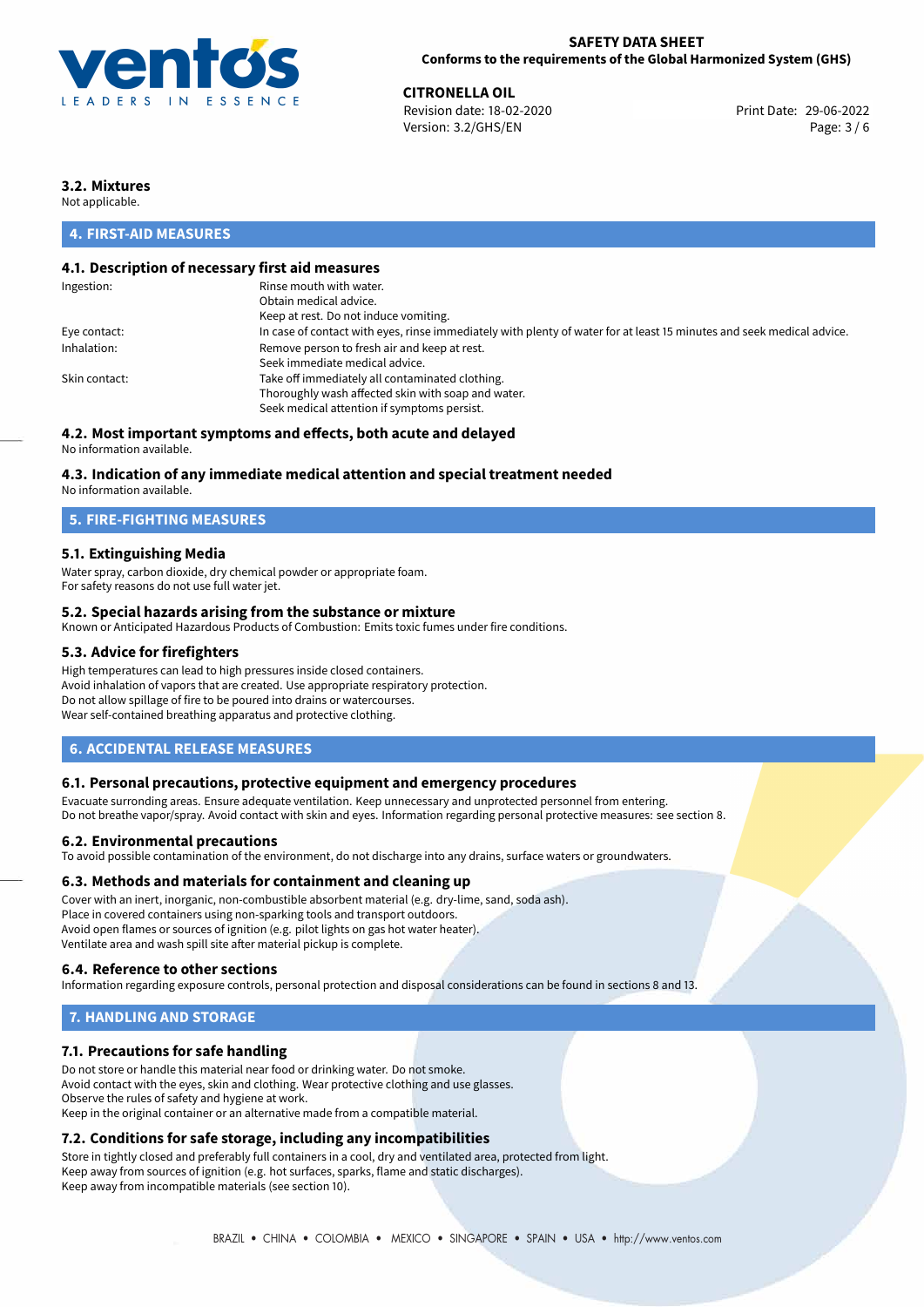### 3.2. Mixtures

Not applicable.

## 4. FIRST-AID MEASURES

### 4.1. Description of necessary first aid measures

| | |
|---|---|
| Ingestion: | Rinse mouth with water.<br>Obtain medical advice.<br>Keep at rest. Do not induce vomiting. |
| Eye contact: | In case of contact with eyes, rinse immediately with plenty of water for at least 15 minutes and seek medical advice. |
| Inhalation: | Remove person to fresh air and keep at rest.<br>Seek immediate medical advice. |
| Skin contact: | Take off immediately all contaminated clothing.<br>Thoroughly wash affected skin with soap and water.<br>Seek medical attention if symptoms persist. |

### 4.2. Most important symptoms and effects, both acute and delayed

No information available.

### 4.3. Indication of any immediate medical attention and special treatment needed

No information available.

## 5. FIRE-FIGHTING MEASURES

### 5.1. Extinguishing Media

Water spray, carbon dioxide, dry chemical powder or appropriate foam.
For safety reasons do not use full water jet.

### 5.2. Special hazards arising from the substance or mixture

Known or Anticipated Hazardous Products of Combustion: Emits toxic fumes under fire conditions.

### 5.3. Advice for firefighters

High temperatures can lead to high pressures inside closed containers.
Avoid inhalation of vapors that are created. Use appropriate respiratory protection.
Do not allow spillage of fire to be poured into drains or watercourses.
Wear self-contained breathing apparatus and protective clothing.

## 6. ACCIDENTAL RELEASE MEASURES

### 6.1. Personal precautions, protective equipment and emergency procedures

Evacuate surronding areas. Ensure adequate ventilation. Keep unnecessary and unprotected personnel from entering.
Do not breathe vapor/spray. Avoid contact with skin and eyes. Information regarding personal protective measures: see section 8.

### 6.2. Environmental precautions

To avoid possible contamination of the environment, do not discharge into any drains, surface waters or groundwaters.

### 6.3. Methods and materials for containment and cleaning up

Cover with an inert, inorganic, non-combustible absorbent material (e.g. dry-lime, sand, soda ash).
Place in covered containers using non-sparking tools and transport outdoors.
Avoid open flames or sources of ignition (e.g. pilot lights on gas hot water heater).
Ventilate area and wash spill site after material pickup is complete.

### 6.4. Reference to other sections

Information regarding exposure controls, personal protection and disposal considerations can be found in sections 8 and 13.

## 7. HANDLING AND STORAGE

### 7.1. Precautions for safe handling

Do not store or handle this material near food or drinking water. Do not smoke.
Avoid contact with the eyes, skin and clothing. Wear protective clothing and use glasses.
Observe the rules of safety and hygiene at work.
Keep in the original container or an alternative made from a compatible material.

### 7.2. Conditions for safe storage, including any incompatibilities

Store in tightly closed and preferably full containers in a cool, dry and ventilated area, protected from light.
Keep away from sources of ignition (e.g. hot surfaces, sparks, flame and static discharges).
Keep away from incompatible materials (see section 10).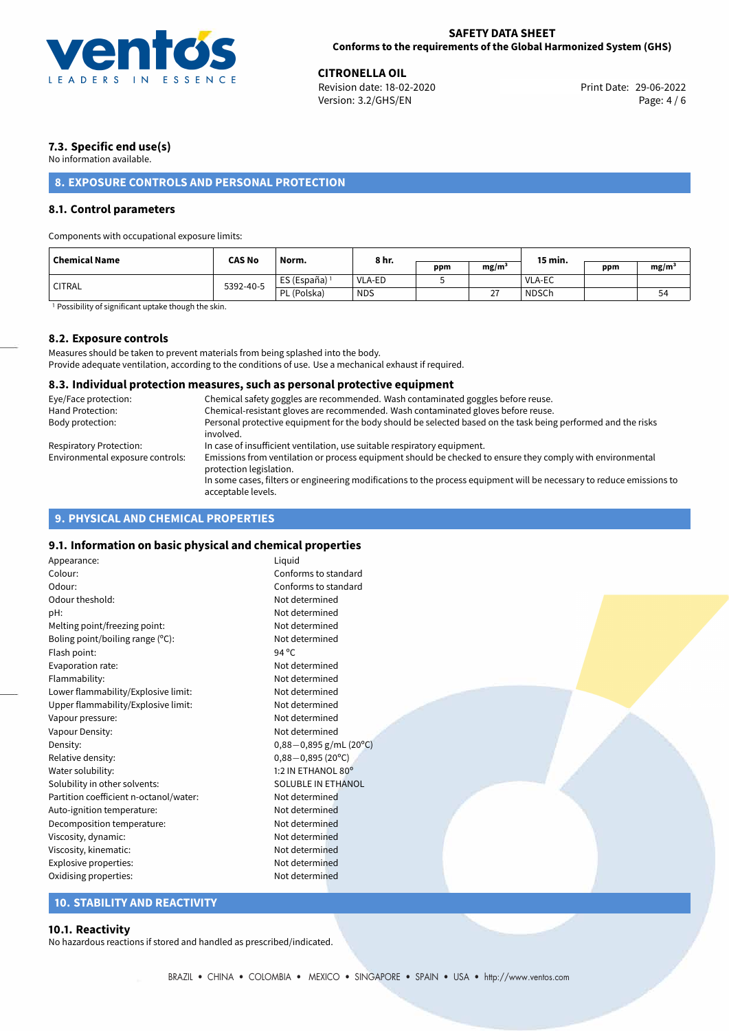### 7.3. Specific end use(s)

No information available.

## 8. EXPOSURE CONTROLS AND PERSONAL PROTECTION

### 8.1. Control parameters

Components with occupational exposure limits:

| Chemical Name | CAS No | Norm. | 8 hr. | | | 15 min. | | |
|---|---|---|---|---|---|---|---|---|
| | | | | ppm | mg/m³ | | ppm | mg/m³ |
| CITRAL | 5392-40-5 | ES (España) [1] | VLA-ED | 5 | | VLA-EC | | |
| | | PL (Polska) | NDS | | 27 | NDSCh | | 54 |

[1] Possibility of significant uptake though the skin.

### 8.2. Exposure controls

Measures should be taken to prevent materials from being splashed into the body.
Provide adequate ventilation, according to the conditions of use. Use a mechanical exhaust if required.

### 8.3. Individual protection measures, such as personal protective equipment

Eye/Face protection: Chemical safety goggles are recommended. Wash contaminated goggles before reuse.
Hand Protection: Chemical-resistant gloves are recommended. Wash contaminated gloves before reuse.
Body protection: Personal protective equipment for the body should be selected based on the task being performed and the risks involved.
Respiratory Protection: In case of insufficient ventilation, use suitable respiratory equipment.
Environmental exposure controls: Emissions from ventilation or process equipment should be checked to ensure they comply with environmental protection legislation.
In some cases, filters or engineering modifications to the process equipment will be necessary to reduce emissions to acceptable levels.

## 9. PHYSICAL AND CHEMICAL PROPERTIES

### 9.1. Information on basic physical and chemical properties

Appearance: Liquid
Colour: Conforms to standard
Odour: Conforms to standard
Odour theshold: Not determined
pH: Not determined
Melting point/freezing point: Not determined
Boling point/boiling range (°C): Not determined
Flash point: 94 °C
Evaporation rate: Not determined
Flammability: Not determined
Lower flammability/Explosive limit: Not determined
Upper flammability/Explosive limit: Not determined
Vapour pressure: Not determined
Vapour Density: Not determined
Density: 0,88−0,895 g/mL (20°C)
Relative density: 0,88−0,895 (20°C)
Water solubility: 1:2 IN ETHANOL 80°
Solubility in other solvents: SOLUBLE IN ETHANOL
Partition coefficient n-octanol/water: Not determined
Auto-ignition temperature: Not determined
Decomposition temperature: Not determined
Viscosity, dynamic: Not determined
Viscosity, kinematic: Not determined
Explosive properties: Not determined
Oxidising properties: Not determined

## 10. STABILITY AND REACTIVITY

### 10.1. Reactivity

No hazardous reactions if stored and handled as prescribed/indicated.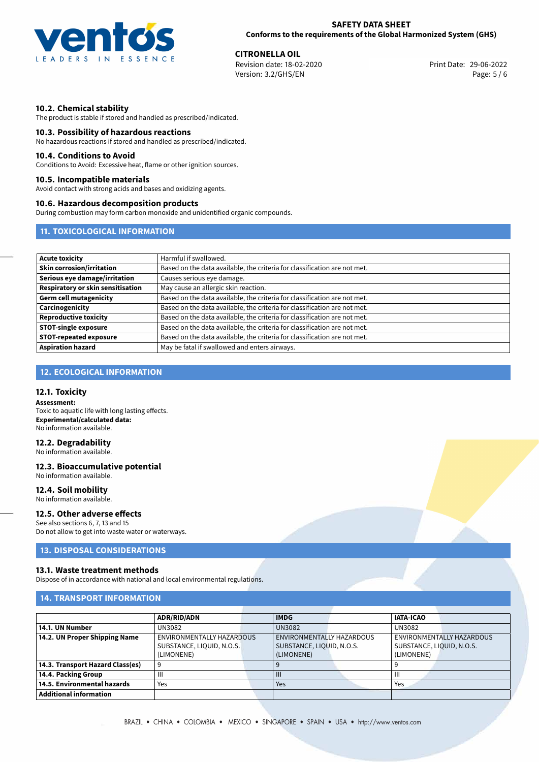### 10.2. Chemical stability

The product is stable if stored and handled as prescribed/indicated.

### 10.3. Possibility of hazardous reactions

No hazardous reactions if stored and handled as prescribed/indicated.

### 10.4. Conditions to Avoid

Conditions to Avoid: Excessive heat, flame or other ignition sources.

### 10.5. Incompatible materials

Avoid contact with strong acids and bases and oxidizing agents.

### 10.6. Hazardous decomposition products

During combustion may form carbon monoxide and unidentified organic compounds.

## 11. TOXICOLOGICAL INFORMATION

| | |
|---|---|
| **Acute toxicity** | Harmful if swallowed. |
| **Skin corrosion/irritation** | Based on the data available, the criteria for classification are not met. |
| **Serious eye damage/irritation** | Causes serious eye damage. |
| **Respiratory or skin sensitisation** | May cause an allergic skin reaction. |
| **Germ cell mutagenicity** | Based on the data available, the criteria for classification are not met. |
| **Carcinogenicity** | Based on the data available, the criteria for classification are not met. |
| **Reproductive toxicity** | Based on the data available, the criteria for classification are not met. |
| **STOT-single exposure** | Based on the data available, the criteria for classification are not met. |
| **STOT-repeated exposure** | Based on the data available, the criteria for classification are not met. |
| **Aspiration hazard** | May be fatal if swallowed and enters airways. |

## 12. ECOLOGICAL INFORMATION

### 12.1. Toxicity

**Assessment:**
Toxic to aquatic life with long lasting effects.
**Experimental/calculated data:**
No information available.

### 12.2. Degradability

No information available.

### 12.3. Bioaccumulative potential

No information available.

### 12.4. Soil mobility

No information available.

### 12.5. Other adverse effects

See also sections 6, 7, 13 and 15
Do not allow to get into waste water or waterways.

## 13. DISPOSAL CONSIDERATIONS

### 13.1. Waste treatment methods

Dispose of in accordance with national and local environmental regulations.

## 14. TRANSPORT INFORMATION

| | ADR/RID/ADN | IMDG | IATA-ICAO |
|---|---|---|---|
| **14.1. UN Number** | UN3082 | UN3082 | UN3082 |
| **14.2. UN Proper Shipping Name** | ENVIRONMENTALLY HAZARDOUS SUBSTANCE, LIQUID, N.O.S. (LIMONENE) | ENVIRONMENTALLY HAZARDOUS SUBSTANCE, LIQUID, N.O.S. (LIMONENE) | ENVIRONMENTALLY HAZARDOUS SUBSTANCE, LIQUID, N.O.S. (LIMONENE) |
| **14.3. Transport Hazard Class(es)** | 9 | 9 | 9 |
| **14.4. Packing Group** | III | III | III |
| **14.5. Environmental hazards** | Yes | Yes | Yes |
| **Additional information** | | | |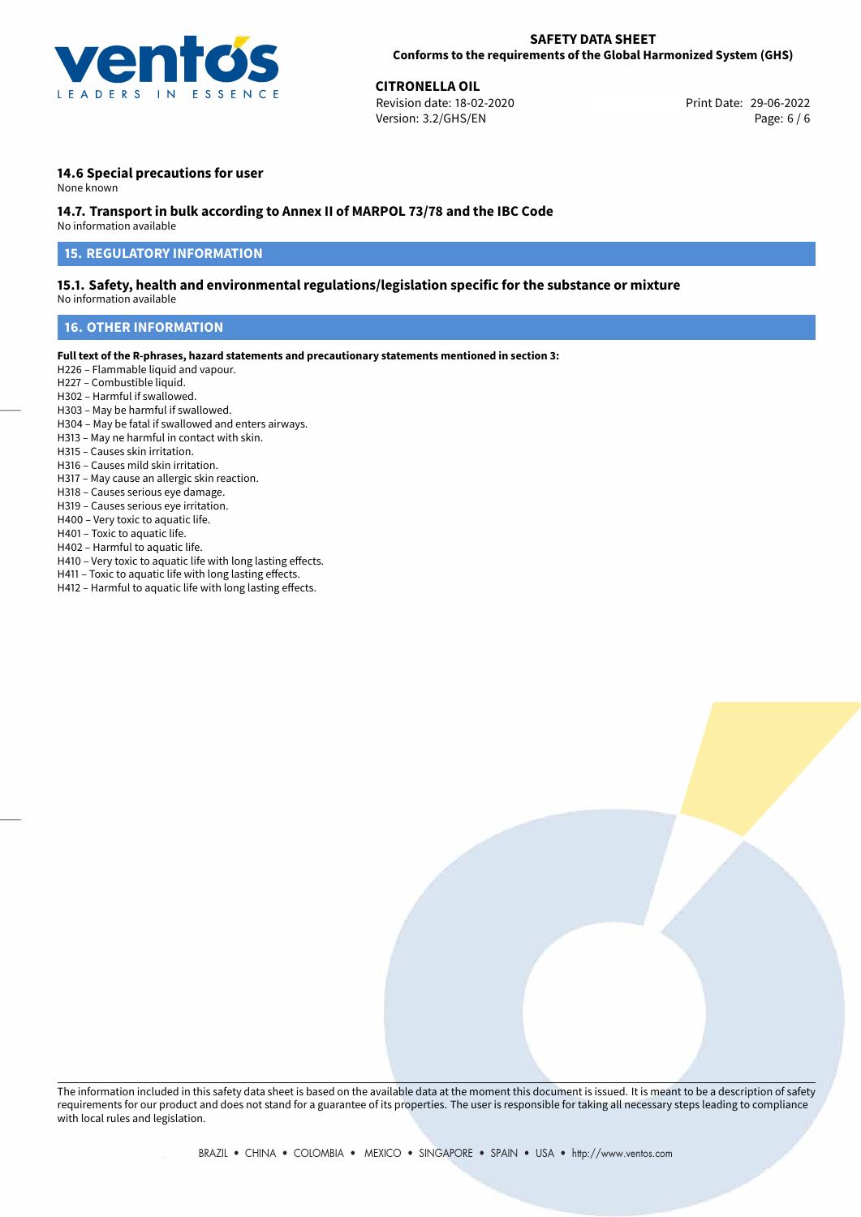### 14.6 Special precautions for user

None known

### 14.7. Transport in bulk according to Annex II of MARPOL 73/78 and the IBC Code

No information available

## 15. REGULATORY INFORMATION

### 15.1. Safety, health and environmental regulations/legislation specific for the substance or mixture

No information available

## 16. OTHER INFORMATION

**Full text of the R-phrases, hazard statements and precautionary statements mentioned in section 3:**

H226 – Flammable liquid and vapour.
H227 – Combustible liquid.
H302 – Harmful if swallowed.
H303 – May be harmful if swallowed.
H304 – May be fatal if swallowed and enters airways.
H313 – May ne harmful in contact with skin.
H315 – Causes skin irritation.
H316 – Causes mild skin irritation.
H317 – May cause an allergic skin reaction.
H318 – Causes serious eye damage.
H319 – Causes serious eye irritation.
H400 – Very toxic to aquatic life.
H401 – Toxic to aquatic life.
H402 – Harmful to aquatic life.
H410 – Very toxic to aquatic life with long lasting effects.
H411 – Toxic to aquatic life with long lasting effects.
H412 – Harmful to aquatic life with long lasting effects.

The information included in this safety data sheet is based on the available data at the moment this document is issued. It is meant to be a description of safety requirements for our product and does not stand for a guarantee of its properties. The user is responsible for taking all necessary steps leading to compliance with local rules and legislation.